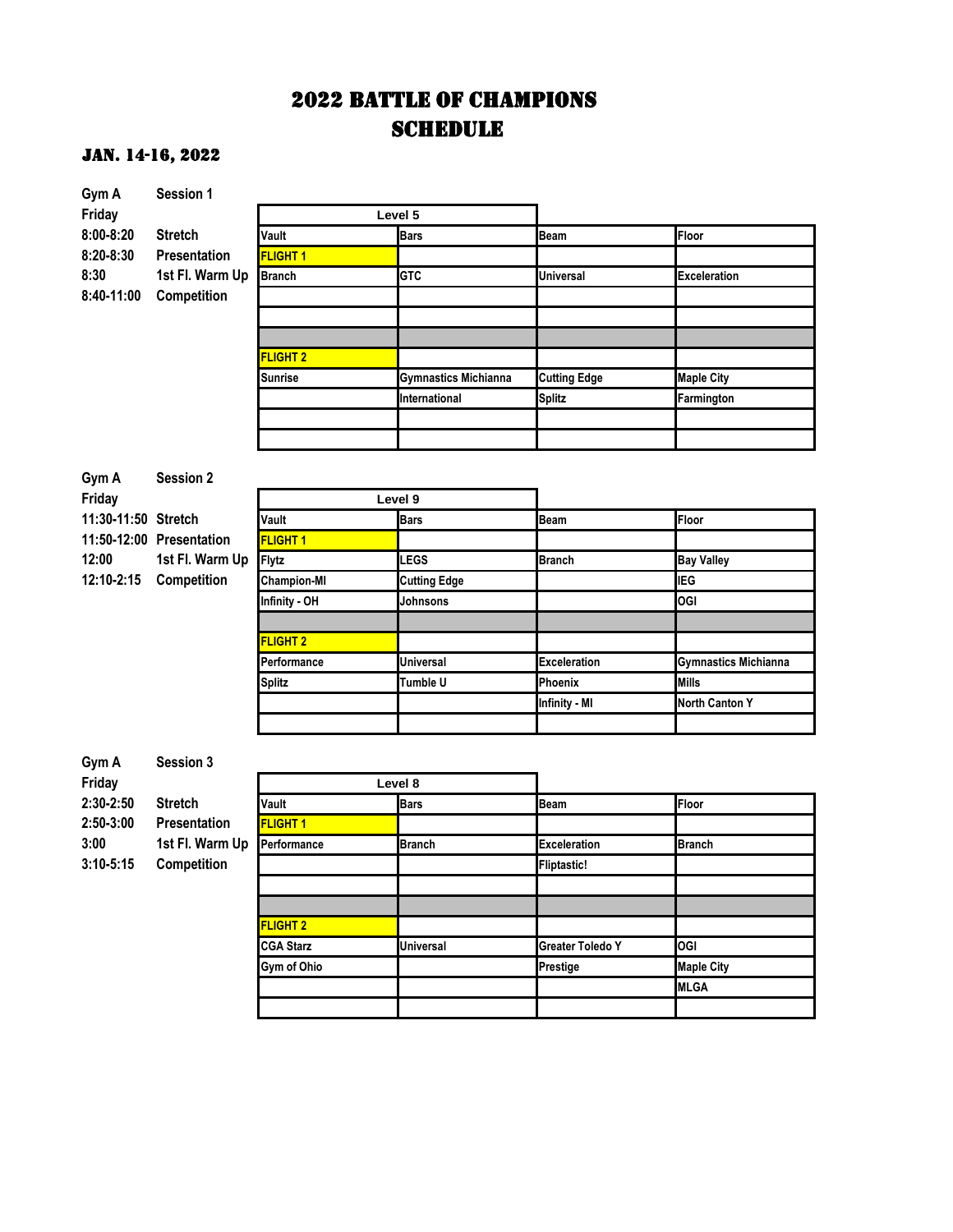# 2022 BATTLE OF CHAMPIONS
# SCHEDULE

### JAN. 14-16, 2022

**Gym A** Session 1
**Friday**

| | |
|---|---|
| 8:00-8:20 | Stretch |
| 8:20-8:30 | Presentation |
| 8:30 | 1st Fl. Warm Up |
| 8:40-11:00 | Competition |

| Level 5 | | | |
|---|---|---|---|
| Vault | Bars | Beam | Floor |
| FLIGHT 1 | | | |
| Branch | GTC | Universal | Exceleration |
| | | | |
| | | | |
| | | | |
| FLIGHT 2 | | | |
| Sunrise | Gymnastics Michianna | Cutting Edge | Maple City |
| | International | Splitz | Farmington |
| | | | |
| | | | |

**Gym A** Session 2
**Friday**

| | |
|---|---|
| 11:30-11:50 | Stretch |
| 11:50-12:00 | Presentation |
| 12:00 | 1st Fl. Warm Up |
| 12:10-2:15 | Competition |

| Level 9 | | | |
|---|---|---|---|
| Vault | Bars | Beam | Floor |
| FLIGHT 1 | | | |
| Flytz | LEGS | Branch | Bay Valley |
| Champion-MI | Cutting Edge | | IEG |
| Infinity - OH | Johnsons | | OGI |
| | | | |
| FLIGHT 2 | | | |
| Performance | Universal | Exceleration | Gymnastics Michianna |
| Splitz | Tumble U | Phoenix | Mills |
| | | Infinity - MI | North Canton Y |
| | | | |

**Gym A** Session 3
**Friday**

| | |
|---|---|
| 2:30-2:50 | Stretch |
| 2:50-3:00 | Presentation |
| 3:00 | 1st Fl. Warm Up |
| 3:10-5:15 | Competition |

| Level 8 | | | |
|---|---|---|---|
| Vault | Bars | Beam | Floor |
| FLIGHT 1 | | | |
| Performance | Branch | Exceleration | Branch |
| | | Fliptastic! | |
| | | | |
| | | | |
| FLIGHT 2 | | | |
| CGA Starz | Universal | Greater Toledo Y | OGI |
| Gym of Ohio | | Prestige | Maple City |
| | | | MLGA |
| | | | |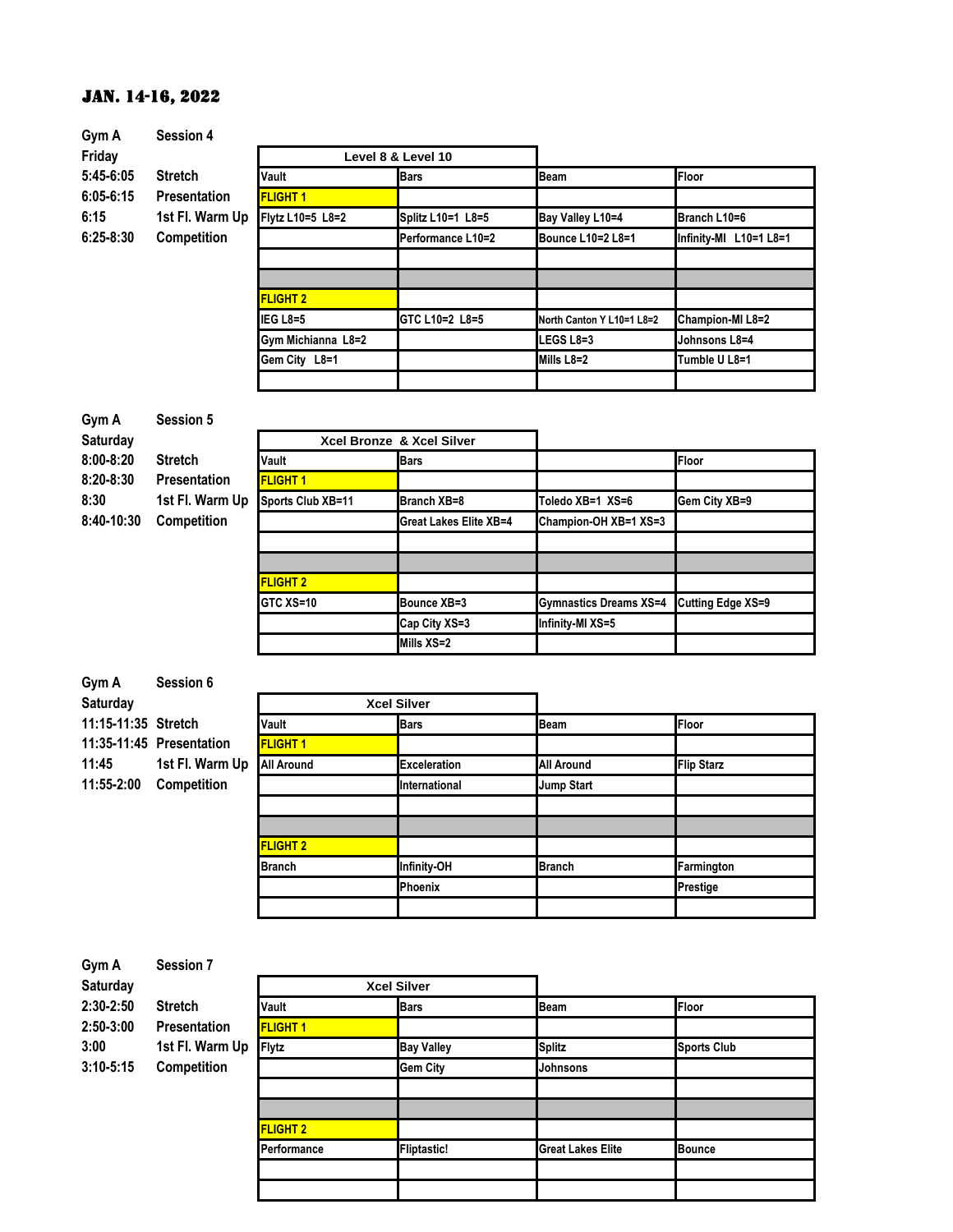# JAN. 14-16, 2022

**Gym A** — **Session 4**
**Friday**

| Time | Activity |
|---|---|
| 5:45-6:05 | Stretch |
| 6:05-6:15 | Presentation |
| 6:15 | 1st Fl. Warm Up |
| 6:25-8:30 | Competition |

| Level 8 & Level 10 | | | |
|---|---|---|---|
| Vault | Bars | Beam | Floor |
| FLIGHT 1 | | | |
| Flytz L10=5 L8=2 | Splitz L10=1 L8=5 | Bay Valley L10=4 | Branch L10=6 |
| | Performance L10=2 | Bounce L10=2 L8=1 | Infinity-MI L10=1 L8=1 |
| | | | |
| | | | |
| FLIGHT 2 | | | |
| IEG L8=5 | GTC L10=2 L8=5 | North Canton Y L10=1 L8=2 | Champion-MI L8=2 |
| Gym Michianna L8=2 | | LEGS L8=3 | Johnsons L8=4 |
| Gem City L8=1 | | Mills L8=2 | Tumble U L8=1 |
| | | | |

**Gym A** — **Session 5**
**Saturday**

| Time | Activity |
|---|---|
| 8:00-8:20 | Stretch |
| 8:20-8:30 | Presentation |
| 8:30 | 1st Fl. Warm Up |
| 8:40-10:30 | Competition |

| Xcel Bronze & Xcel Silver | | | |
|---|---|---|---|
| Vault | Bars | | Floor |
| FLIGHT 1 | | | |
| Sports Club XB=11 | Branch XB=8 | Toledo XB=1 XS=6 | Gem City XB=9 |
| | Great Lakes Elite XB=4 | Champion-OH XB=1 XS=3 | |
| | | | |
| | | | |
| FLIGHT 2 | | | |
| GTC XS=10 | Bounce XB=3 | Gymnastics Dreams XS=4 | Cutting Edge XS=9 |
| | Cap City XS=3 | Infinity-MI XS=5 | |
| | Mills XS=2 | | |

**Gym A** — **Session 6**
**Saturday**

| Time | Activity |
|---|---|
| 11:15-11:35 | Stretch |
| 11:35-11:45 | Presentation |
| 11:45 | 1st Fl. Warm Up |
| 11:55-2:00 | Competition |

| Xcel Silver | | | |
|---|---|---|---|
| Vault | Bars | Beam | Floor |
| FLIGHT 1 | | | |
| All Around | Exceleration | All Around | Flip Starz |
| | International | Jump Start | |
| | | | |
| | | | |
| FLIGHT 2 | | | |
| Branch | Infinity-OH | Branch | Farmington |
| | Phoenix | | Prestige |
| | | | |

**Gym A** — **Session 7**
**Saturday**

| Time | Activity |
|---|---|
| 2:30-2:50 | Stretch |
| 2:50-3:00 | Presentation |
| 3:00 | 1st Fl. Warm Up |
| 3:10-5:15 | Competition |

| Xcel Silver | | | |
|---|---|---|---|
| Vault | Bars | Beam | Floor |
| FLIGHT 1 | | | |
| Flytz | Bay Valley | Splitz | Sports Club |
| | Gem City | Johnsons | |
| | | | |
| | | | |
| FLIGHT 2 | | | |
| Performance | Fliptastic! | Great Lakes Elite | Bounce |
| | | | |
| | | | |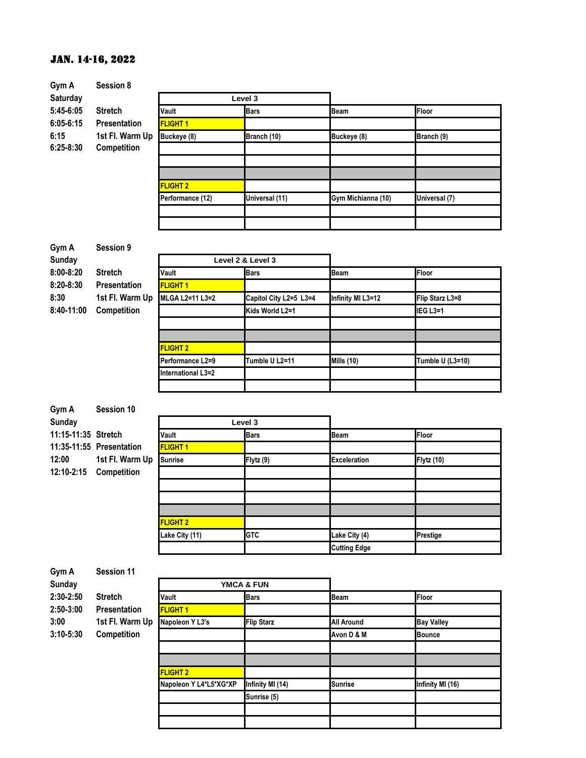# JAN. 14-16, 2022

**Gym A** — **Session 8**

**Saturday**

| Time | Activity |
|---|---|
| 5:45-6:05 | Stretch |
| 6:05-6:15 | Presentation |
| 6:15 | 1st Fl. Warm Up |
| 6:25-8:30 | Competition |

| Level 3 | | | |
|---|---|---|---|
| Vault | Bars | Beam | Floor |
| FLIGHT 1 | | | |
| Buckeye (8) | Branch (10) | Buckeye (8) | Branch (9) |
| | | | |
| | | | |
| | | | |
| FLIGHT 2 | | | |
| Performance (12) | Universal (11) | Gym Michianna (10) | Universal (7) |
| | | | |
| | | | |

**Gym A** — **Session 9**

**Sunday**

| Time | Activity |
|---|---|
| 8:00-8:20 | Stretch |
| 8:20-8:30 | Presentation |
| 8:30 | 1st Fl. Warm Up |
| 8:40-11:00 | Competition |

| Level 2 & Level 3 | | | |
|---|---|---|---|
| Vault | Bars | Beam | Floor |
| FLIGHT 1 | | | |
| MLGA L2=11 L3=2 | Capitol City L2=5 L3=4 | Infinity MI L3=12 | Flip Starz L3=8 |
| | Kids World L2=1 | | IEG L3=1 |
| | | | |
| | | | |
| FLIGHT 2 | | | |
| Performance L2=9 | Tumble U L2=11 | Mills (10) | Tumble U (L3=10) |
| International L3=2 | | | |
| | | | |

**Gym A** — **Session 10**

**Sunday**

| Time | Activity |
|---|---|
| 11:15-11:35 | Stretch |
| 11:35-11:55 | Presentation |
| 12:00 | 1st Fl. Warm Up |
| 12:10-2:15 | Competition |

| Level 3 | | | |
|---|---|---|---|
| Vault | Bars | Beam | Floor |
| FLIGHT 1 | | | |
| Sunrise | Flytz (9) | Exceleration | Flytz (10) |
| | | | |
| | | | |
| | | | |
| | | | |
| FLIGHT 2 | | | |
| Lake City (11) | GTC | Lake City (4) | Prestige |
| | | Cutting Edge | |

**Gym A** — **Session 11**

**Sunday**

| Time | Activity |
|---|---|
| 2:30-2:50 | Stretch |
| 2:50-3:00 | Presentation |
| 3:00 | 1st Fl. Warm Up |
| 3:10-5:30 | Competition |

| YMCA & FUN | | | |
|---|---|---|---|
| Vault | Bars | Beam | Floor |
| FLIGHT 1 | | | |
| Napoleon Y L3's | Flip Starz | All Around | Bay Valley |
| | | Avon D & M | Bounce |
| | | | |
| | | | |
| FLIGHT 2 | | | |
| Napoleon Y L4*L5*XG*XP | Infinity MI (14) | Sunrise | Infinity MI (16) |
| | Sunrise (5) | | |
| | | | |
| | | | |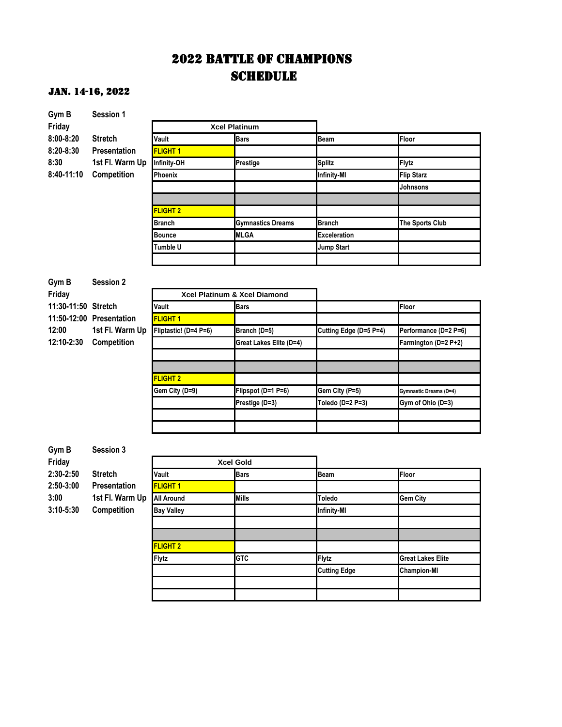# 2022 BATTLE OF CHAMPIONS
# SCHEDULE

### JAN. 14-16, 2022

**Gym B** **Session 1**
**Friday**

| | |
|---|---|
| 8:00-8:20 | Stretch |
| 8:20-8:30 | Presentation |
| 8:30 | 1st Fl. Warm Up |
| 8:40-11:10 | Competition |

| Xcel Platinum | | | |
|---|---|---|---|
| Vault | Bars | Beam | Floor |
| FLIGHT 1 | | | |
| Infinity-OH | Prestige | Splitz | Flytz |
| Phoenix | | Infinity-MI | Flip Starz |
| | | | Johnsons |
| | | | |
| FLIGHT 2 | | | |
| Branch | Gymnastics Dreams | Branch | The Sports Club |
| Bounce | MLGA | Exceleration | |
| Tumble U | | Jump Start | |
| | | | |

**Gym B** **Session 2**
**Friday**

| | |
|---|---|
| 11:30-11:50 | Stretch |
| 11:50-12:00 | Presentation |
| 12:00 | 1st Fl. Warm Up |
| 12:10-2:30 | Competition |

| Xcel Platinum & Xcel Diamond | | | |
|---|---|---|---|
| Vault | Bars | | Floor |
| FLIGHT 1 | | | |
| Fliptastic! (D=4 P=6) | Branch (D=5) | Cutting Edge (D=5 P=4) | Performance (D=2 P=6) |
| | Great Lakes Elite (D=4) | | Farmington (D=2 P+2) |
| | | | |
| | | | |
| FLIGHT 2 | | | |
| Gem City (D=9) | Flipspot (D=1 P=6) | Gem City (P=5) | Gymnastic Dreams (D=4) |
| | Prestige (D=3) | Toledo (D=2 P=3) | Gym of Ohio (D=3) |
| | | | |
| | | | |

**Gym B** **Session 3**
**Friday**

| | |
|---|---|
| 2:30-2:50 | Stretch |
| 2:50-3:00 | Presentation |
| 3:00 | 1st Fl. Warm Up |
| 3:10-5:30 | Competition |

| Xcel Gold | | | |
|---|---|---|---|
| Vault | Bars | Beam | Floor |
| FLIGHT 1 | | | |
| All Around | Mills | Toledo | Gem City |
| Bay Valley | | Infinity-MI | |
| | | | |
| | | | |
| FLIGHT 2 | | | |
| Flytz | GTC | Flytz | Great Lakes Elite |
| | | Cutting Edge | Champion-MI |
| | | | |
| | | | |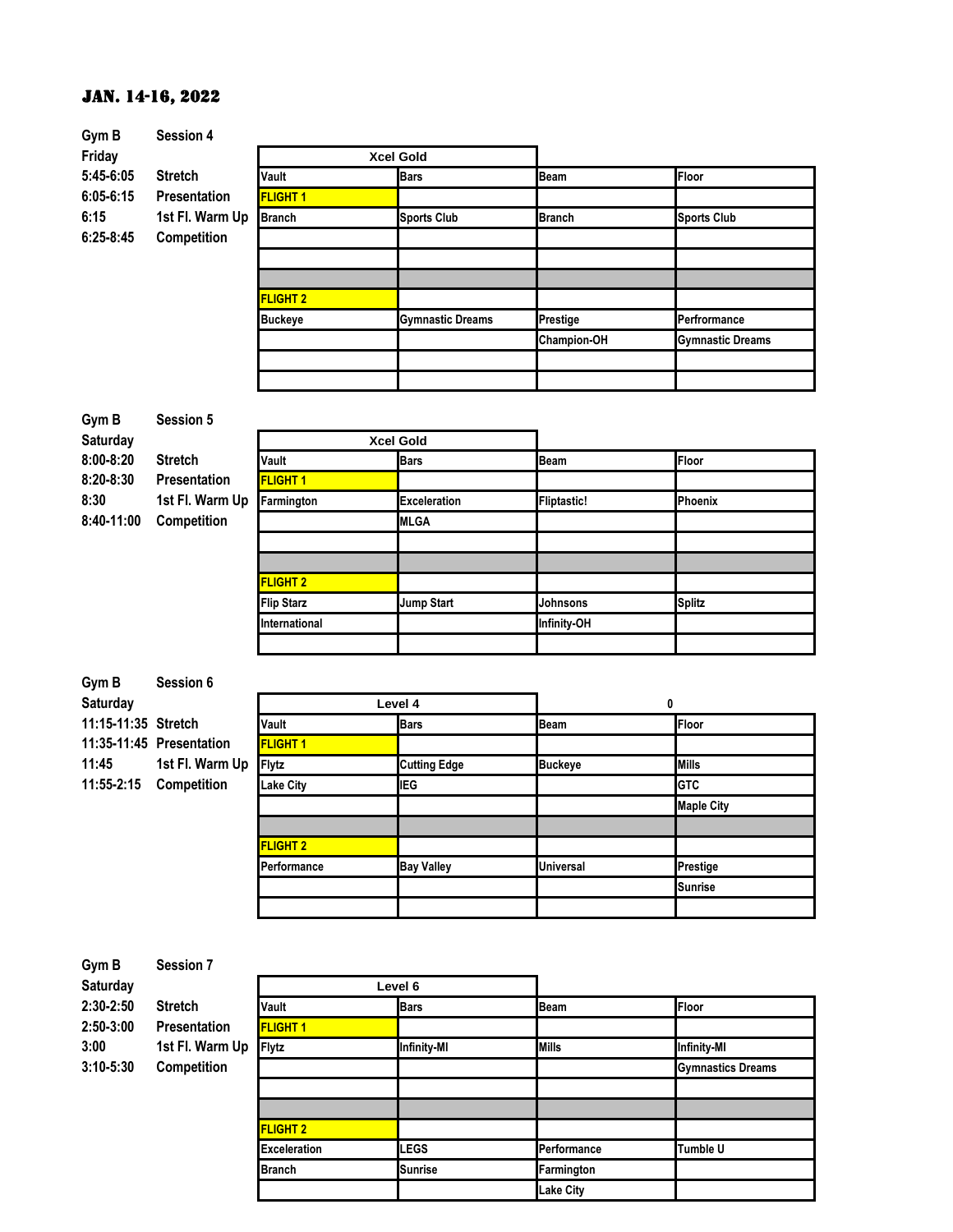# JAN. 14-16, 2022

**Gym B** Session 4
**Friday**

| | |
|---|---|
| 5:45-6:05 | Stretch |
| 6:05-6:15 | Presentation |
| 6:15 | 1st Fl. Warm Up |
| 6:25-8:45 | Competition |

| Xcel Gold | | | |
|---|---|---|---|
| Vault | Bars | Beam | Floor |
| FLIGHT 1 | | | |
| Branch | Sports Club | Branch | Sports Club |
| | | | |
| | | | |
| | | | |
| FLIGHT 2 | | | |
| Buckeye | Gymnastic Dreams | Prestige | Perfrormance |
| | | Champion-OH | Gymnastic Dreams |
| | | | |
| | | | |

**Gym B** Session 5
**Saturday**

| | |
|---|---|
| 8:00-8:20 | Stretch |
| 8:20-8:30 | Presentation |
| 8:30 | 1st Fl. Warm Up |
| 8:40-11:00 | Competition |

| Xcel Gold | | | |
|---|---|---|---|
| Vault | Bars | Beam | Floor |
| FLIGHT 1 | | | |
| Farmington | Exceleration | Fliptastic! | Phoenix |
| | MLGA | | |
| | | | |
| | | | |
| FLIGHT 2 | | | |
| Flip Starz | Jump Start | Johnsons | Splitz |
| International | | Infinity-OH | |
| | | | |

**Gym B** Session 6
**Saturday**

| | |
|---|---|
| 11:15-11:35 | Stretch |
| 11:35-11:45 | Presentation |
| 11:45 | 1st Fl. Warm Up |
| 11:55-2:15 | Competition |

| Level 4 | | 0 | |
|---|---|---|---|
| Vault | Bars | Beam | Floor |
| FLIGHT 1 | | | |
| Flytz | Cutting Edge | Buckeye | Mills |
| Lake City | IEG | | GTC |
| | | | Maple City |
| | | | |
| FLIGHT 2 | | | |
| Performance | Bay Valley | Universal | Prestige |
| | | | Sunrise |
| | | | |

**Gym B** Session 7
**Saturday**

| | |
|---|---|
| 2:30-2:50 | Stretch |
| 2:50-3:00 | Presentation |
| 3:00 | 1st Fl. Warm Up |
| 3:10-5:30 | Competition |

| Level 6 | | | |
|---|---|---|---|
| Vault | Bars | Beam | Floor |
| FLIGHT 1 | | | |
| Flytz | Infinity-MI | Mills | Infinity-MI |
| | | | Gymnastics Dreams |
| | | | |
| | | | |
| FLIGHT 2 | | | |
| Exceleration | LEGS | Performance | Tumble U |
| Branch | Sunrise | Farmington | |
| | | Lake City | |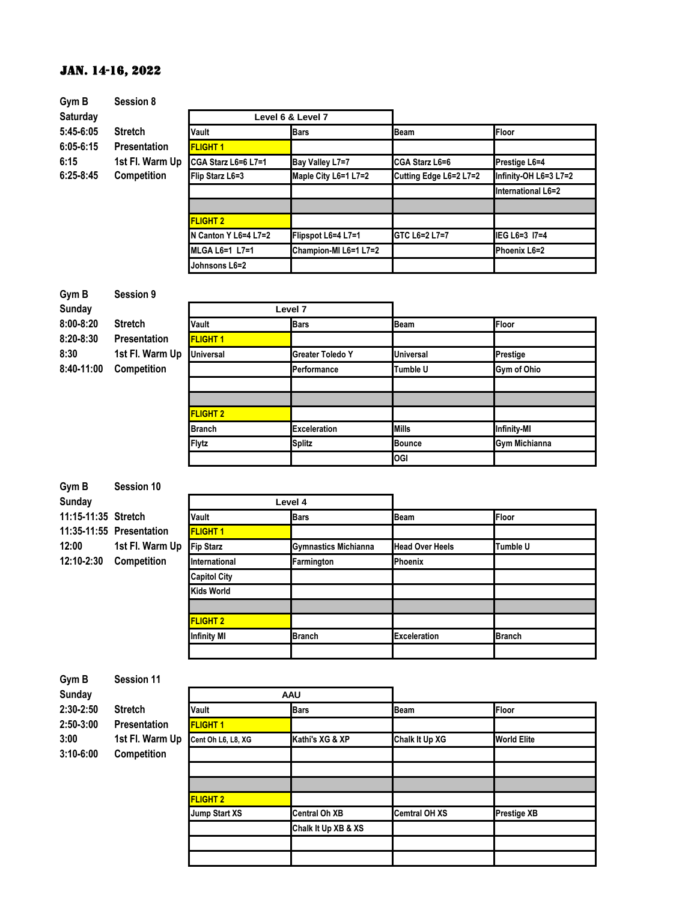# JAN. 14-16, 2022

Gym B Session 8
Saturday
5:45-6:05 Stretch
6:05-6:15 Presentation
6:15 1st Fl. Warm Up
6:25-8:45 Competition

| Level 6 & Level 7 | | | |
|---|---|---|---|
| Vault | Bars | Beam | Floor |
| FLIGHT 1 | | | |
| CGA Starz L6=6 L7=1 | Bay Valley L7=7 | CGA Starz L6=6 | Prestige L6=4 |
| Flip Starz L6=3 | Maple City L6=1 L7=2 | Cutting Edge L6=2 L7=2 | Infinity-OH L6=3 L7=2 |
| | | | International L6=2 |
| | | | |
| FLIGHT 2 | | | |
| N Canton Y L6=4 L7=2 | Flipspot L6=4 L7=1 | GTC L6=2 L7=7 | IEG L6=3 I7=4 |
| MLGA L6=1 L7=1 | Champion-MI L6=1 L7=2 | | Phoenix L6=2 |
| Johnsons L6=2 | | | |

Gym B Session 9
Sunday
8:00-8:20 Stretch
8:20-8:30 Presentation
8:30 1st Fl. Warm Up
8:40-11:00 Competition

| Level 7 | | | |
|---|---|---|---|
| Vault | Bars | Beam | Floor |
| FLIGHT 1 | | | |
| Universal | Greater Toledo Y | Universal | Prestige |
| | Performance | Tumble U | Gym of Ohio |
| | | | |
| | | | |
| FLIGHT 2 | | | |
| Branch | Exceleration | Mills | Infinity-MI |
| Flytz | Splitz | Bounce | Gym Michianna |
| | | OGI | |

Gym B Session 10
Sunday
11:15-11:35 Stretch
11:35-11:55 Presentation
12:00 1st Fl. Warm Up
12:10-2:30 Competition

| Level 4 | | | |
|---|---|---|---|
| Vault | Bars | Beam | Floor |
| FLIGHT 1 | | | |
| Fip Starz | Gymnastics Michianna | Head Over Heels | Tumble U |
| International | Farmington | Phoenix | |
| Capitol City | | | |
| Kids World | | | |
| | | | |
| FLIGHT 2 | | | |
| Infinity MI | Branch | Exceleration | Branch |
| | | | |

Gym B Session 11
Sunday
2:30-2:50 Stretch
2:50-3:00 Presentation
3:00 1st Fl. Warm Up
3:10-6:00 Competition

| AAU | | | |
|---|---|---|---|
| Vault | Bars | Beam | Floor |
| FLIGHT 1 | | | |
| Cent Oh L6, L8, XG | Kathi's XG & XP | Chalk It Up XG | World Elite |
| | | | |
| | | | |
| | | | |
| FLIGHT 2 | | | |
| Jump Start XS | Central Oh XB | Cemtral OH XS | Prestige XB |
| | Chalk It Up XB & XS | | |
| | | | |
| | | | |